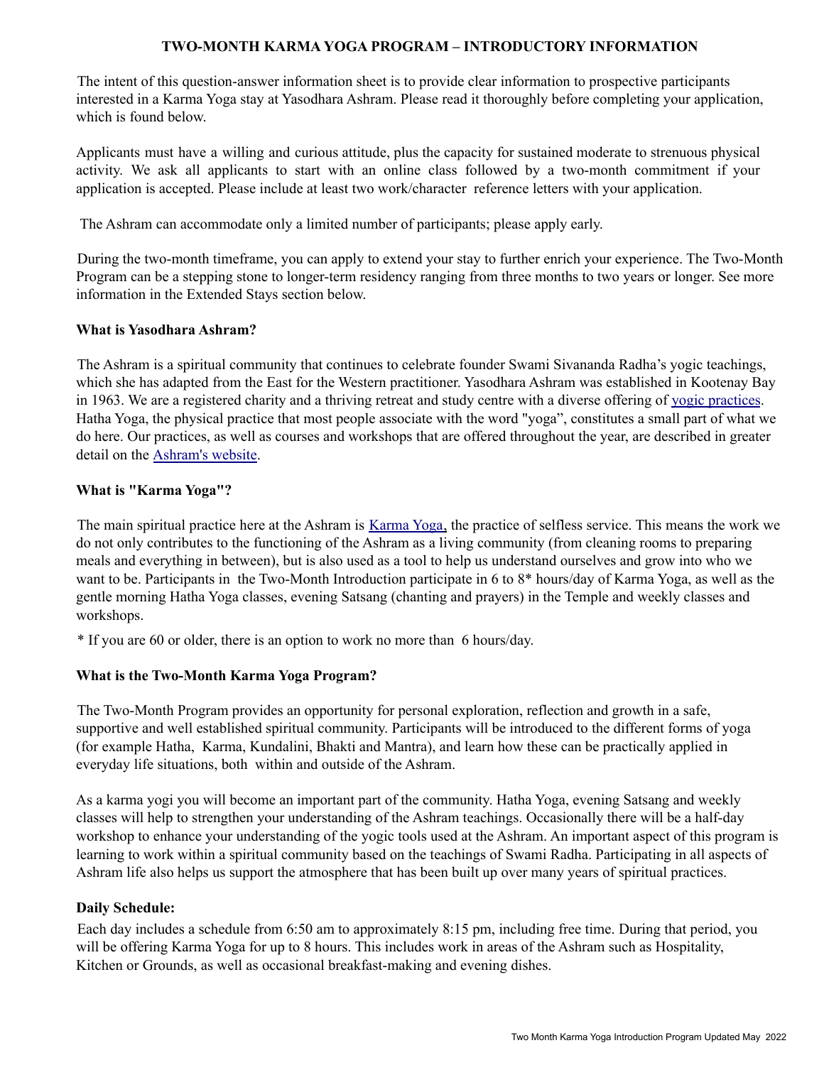# TWO-MONTH KARMA YOGA PROGRAM – INTRODUCTORY INFORMATION

The intent of this question-answer information sheet is to provide clear information to prospective participants interested in a Karma Yoga stay at Yasodhara Ashram. Please read it thoroughly before completing your application, which is found below.

Applicants must have a willing and curious attitude, plus the capacity for sustained moderate to strenuous physical activity. We ask all applicants to start with an online class followed by a two-month commitment if your application is accepted. Please include at least two work/character reference letters with your application.

The Ashram can accommodate only a limited number of participants; please apply early.

During the two-month timeframe, you can apply to extend your stay to further enrich your experience. The Two-Month Program can be a stepping stone to longer-term residency ranging from three months to two years or longer. See more information in the Extended Stays section below.

**What is Yasodhara Ashram?**

The Ashram is a spiritual community that continues to celebrate founder Swami Sivananda Radha's yogic teachings, which she has adapted from the East for the Western practitioner. Yasodhara Ashram was established in Kootenay Bay in 1963. We are a registered charity and a thriving retreat and study centre with a diverse offering of yogic practices. Hatha Yoga, the physical practice that most people associate with the word "yoga", constitutes a small part of what we do here. Our practices, as well as courses and workshops that are offered throughout the year, are described in greater detail on the Ashram's website.

**What is "Karma Yoga"?**

The main spiritual practice here at the Ashram is Karma Yoga, the practice of selfless service. This means the work we do not only contributes to the functioning of the Ashram as a living community (from cleaning rooms to preparing meals and everything in between), but is also used as a tool to help us understand ourselves and grow into who we want to be. Participants in the Two-Month Introduction participate in 6 to 8* hours/day of Karma Yoga, as well as the gentle morning Hatha Yoga classes, evening Satsang (chanting and prayers) in the Temple and weekly classes and workshops.

* If you are 60 or older, there is an option to work no more than 6 hours/day.

**What is the Two-Month Karma Yoga Program?**

The Two-Month Program provides an opportunity for personal exploration, reflection and growth in a safe, supportive and well established spiritual community. Participants will be introduced to the different forms of yoga (for example Hatha, Karma, Kundalini, Bhakti and Mantra), and learn how these can be practically applied in everyday life situations, both within and outside of the Ashram.

As a karma yogi you will become an important part of the community. Hatha Yoga, evening Satsang and weekly classes will help to strengthen your understanding of the Ashram teachings. Occasionally there will be a half-day workshop to enhance your understanding of the yogic tools used at the Ashram. An important aspect of this program is learning to work within a spiritual community based on the teachings of Swami Radha. Participating in all aspects of Ashram life also helps us support the atmosphere that has been built up over many years of spiritual practices.

**Daily Schedule:**

Each day includes a schedule from 6:50 am to approximately 8:15 pm, including free time. During that period, you will be offering Karma Yoga for up to 8 hours. This includes work in areas of the Ashram such as Hospitality, Kitchen or Grounds, as well as occasional breakfast-making and evening dishes.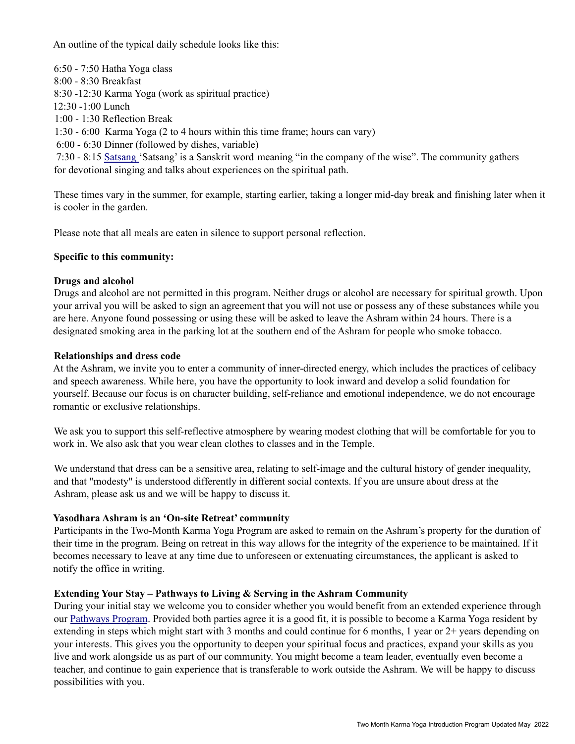An outline of the typical daily schedule looks like this:

6:50 - 7:50 Hatha Yoga class
8:00 - 8:30 Breakfast
8:30 -12:30 Karma Yoga (work as spiritual practice)
12:30 -1:00 Lunch
1:00 - 1:30 Reflection Break
1:30 - 6:00 Karma Yoga (2 to 4 hours within this time frame; hours can vary)
6:00 - 6:30 Dinner (followed by dishes, variable)
7:30 - 8:15 Satsang 'Satsang' is a Sanskrit word meaning "in the company of the wise". The community gathers for devotional singing and talks about experiences on the spiritual path.

These times vary in the summer, for example, starting earlier, taking a longer mid-day break and finishing later when it is cooler in the garden.

Please note that all meals are eaten in silence to support personal reflection.

**Specific to this community:**

**Drugs and alcohol**
Drugs and alcohol are not permitted in this program. Neither drugs or alcohol are necessary for spiritual growth. Upon your arrival you will be asked to sign an agreement that you will not use or possess any of these substances while you are here. Anyone found possessing or using these will be asked to leave the Ashram within 24 hours. There is a designated smoking area in the parking lot at the southern end of the Ashram for people who smoke tobacco.

**Relationships and dress code**
At the Ashram, we invite you to enter a community of inner-directed energy, which includes the practices of celibacy and speech awareness. While here, you have the opportunity to look inward and develop a solid foundation for yourself. Because our focus is on character building, self-reliance and emotional independence, we do not encourage romantic or exclusive relationships.

We ask you to support this self-reflective atmosphere by wearing modest clothing that will be comfortable for you to work in. We also ask that you wear clean clothes to classes and in the Temple.

We understand that dress can be a sensitive area, relating to self-image and the cultural history of gender inequality, and that "modesty" is understood differently in different social contexts. If you are unsure about dress at the Ashram, please ask us and we will be happy to discuss it.

**Yasodhara Ashram is an 'On-site Retreat' community**
Participants in the Two-Month Karma Yoga Program are asked to remain on the Ashram's property for the duration of their time in the program. Being on retreat in this way allows for the integrity of the experience to be maintained. If it becomes necessary to leave at any time due to unforeseen or extenuating circumstances, the applicant is asked to notify the office in writing.

**Extending Your Stay – Pathways to Living & Serving in the Ashram Community**
During your initial stay we welcome you to consider whether you would benefit from an extended experience through our Pathways Program. Provided both parties agree it is a good fit, it is possible to become a Karma Yoga resident by extending in steps which might start with 3 months and could continue for 6 months, 1 year or 2+ years depending on your interests. This gives you the opportunity to deepen your spiritual focus and practices, expand your skills as you live and work alongside us as part of our community. You might become a team leader, eventually even become a teacher, and continue to gain experience that is transferable to work outside the Ashram. We will be happy to discuss possibilities with you.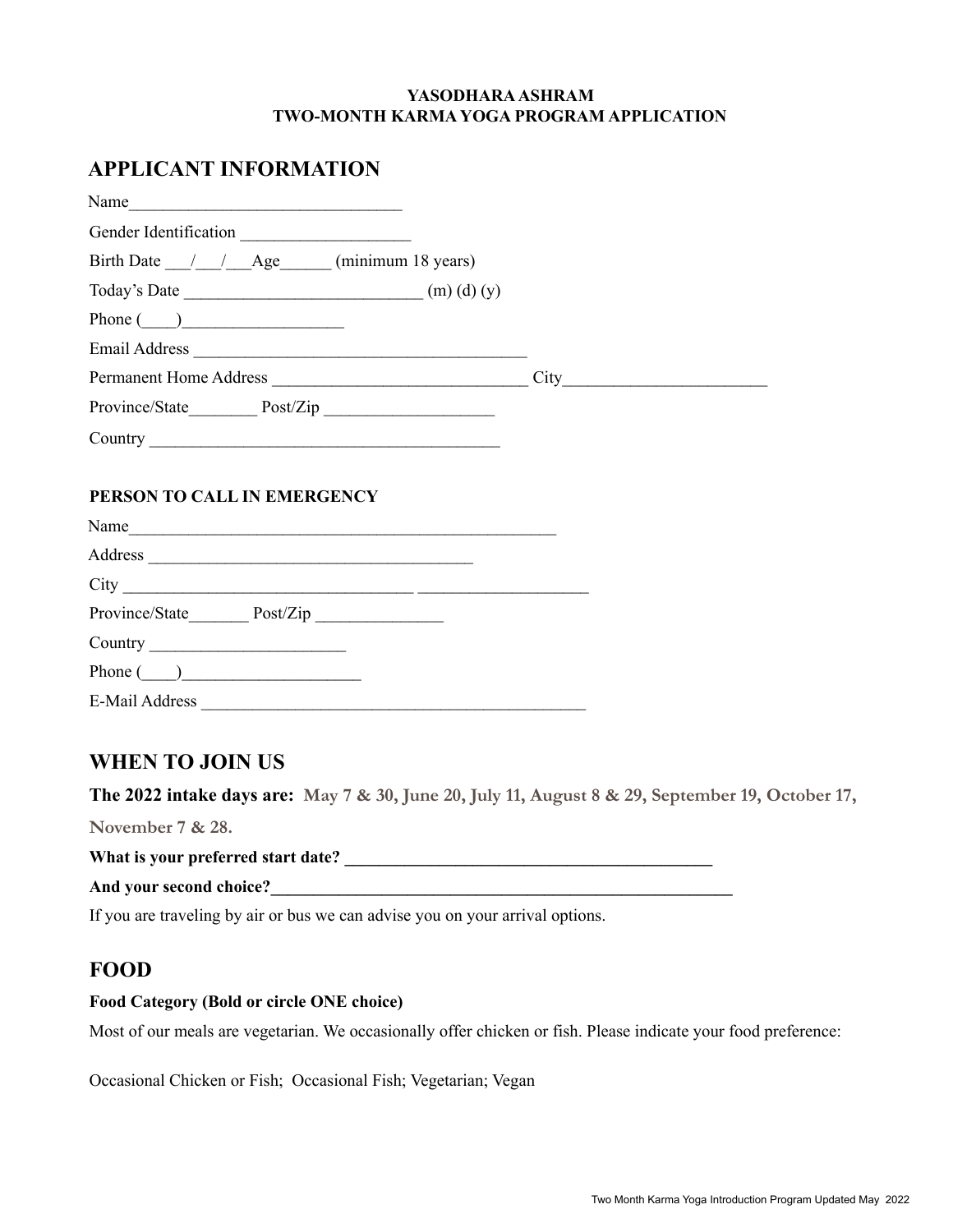**YASODHARA ASHRAM**
**TWO-MONTH KARMA YOGA PROGRAM APPLICATION**

## APPLICANT INFORMATION

Name________________________________

Gender Identification ___________________

Birth Date ___/___/___Age______ (minimum 18 years)

Today's Date ___________________________ (m) (d) (y)

Phone (____)__________________

Email Address _______________________________________

Permanent Home Address ______________________________ City_______________________

Province/State________ Post/Zip ___________________

Country ________________________________________

### PERSON TO CALL IN EMERGENCY

Name__________________________________________________

Address _____________________________________

City _________________________________ ___________________

Province/State_______ Post/Zip ______________

Country ______________________

Phone (____)____________________

E-Mail Address ____________________________________________

## WHEN TO JOIN US

**The 2022 intake days are: May 7 & 30, June 20, July 11, August 8 & 29, September 19, October 17, November 7 & 28.**

**What is your preferred start date? ___________________________________________**

**And your second choice?______________________________________________________**

If you are traveling by air or bus we can advise you on your arrival options.

## FOOD

**Food Category (Bold or circle ONE choice)**

Most of our meals are vegetarian. We occasionally offer chicken or fish. Please indicate your food preference:

Occasional Chicken or Fish; Occasional Fish; Vegetarian; Vegan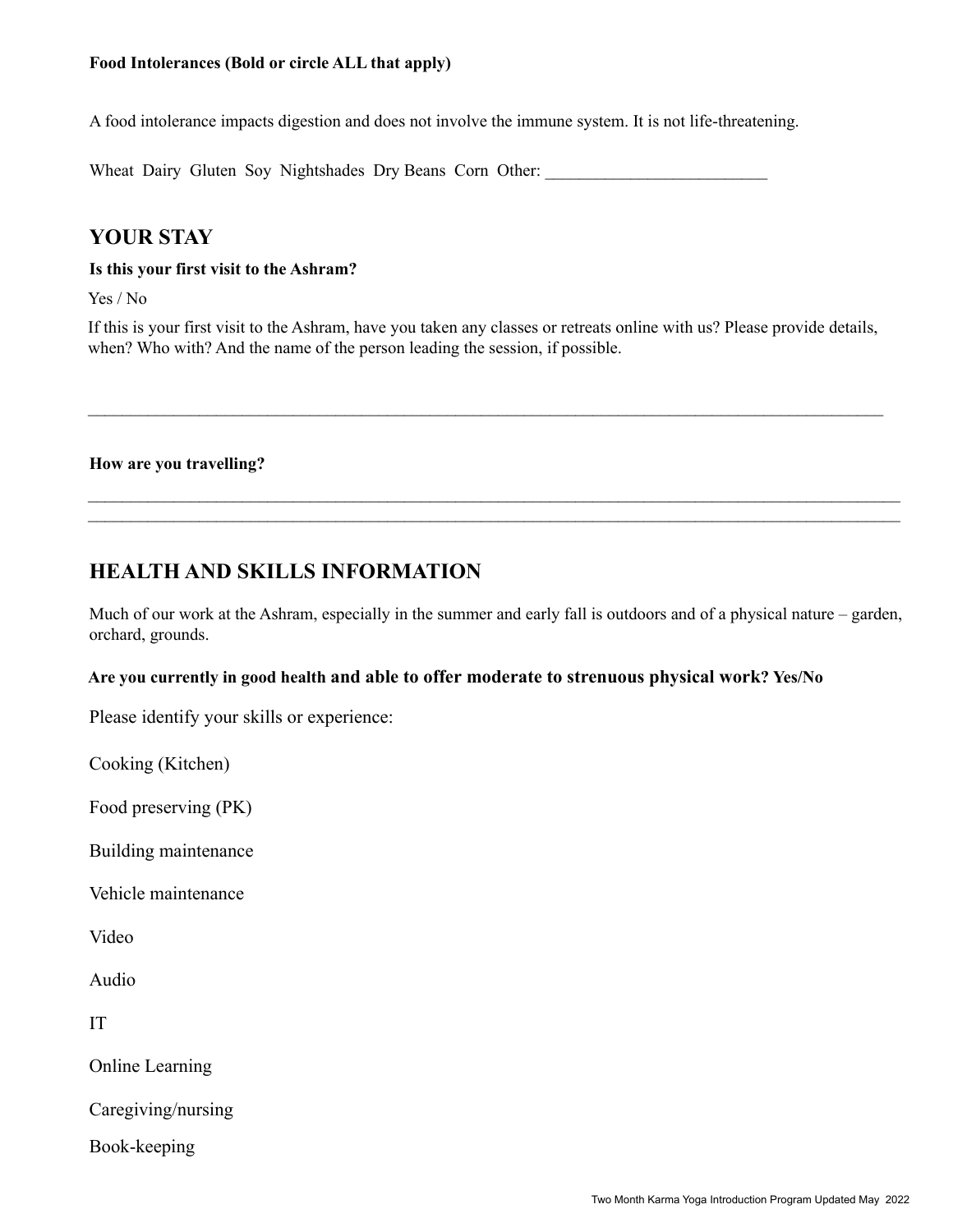**Food Intolerances (Bold or circle ALL that apply)**

A food intolerance impacts digestion and does not involve the immune system. It is not life-threatening.

Wheat Dairy Gluten Soy Nightshades Dry Beans Corn Other: ___________________________

## YOUR STAY

**Is this your first visit to the Ashram?**

Yes / No

If this is your first visit to the Ashram, have you taken any classes or retreats online with us? Please provide details, when? Who with? And the name of the person leading the session, if possible.

_____________________________________________________________________________________________

**How are you travelling?**

_____________________________________________________________________________________________
_____________________________________________________________________________________________

## HEALTH AND SKILLS INFORMATION

Much of our work at the Ashram, especially in the summer and early fall is outdoors and of a physical nature – garden, orchard, grounds.

**Are you currently in good health and able to offer moderate to strenuous physical work? Yes/No**

Please identify your skills or experience:

Cooking (Kitchen)

Food preserving (PK)

Building maintenance

Vehicle maintenance

Video

Audio

IT

Online Learning

Caregiving/nursing

Book-keeping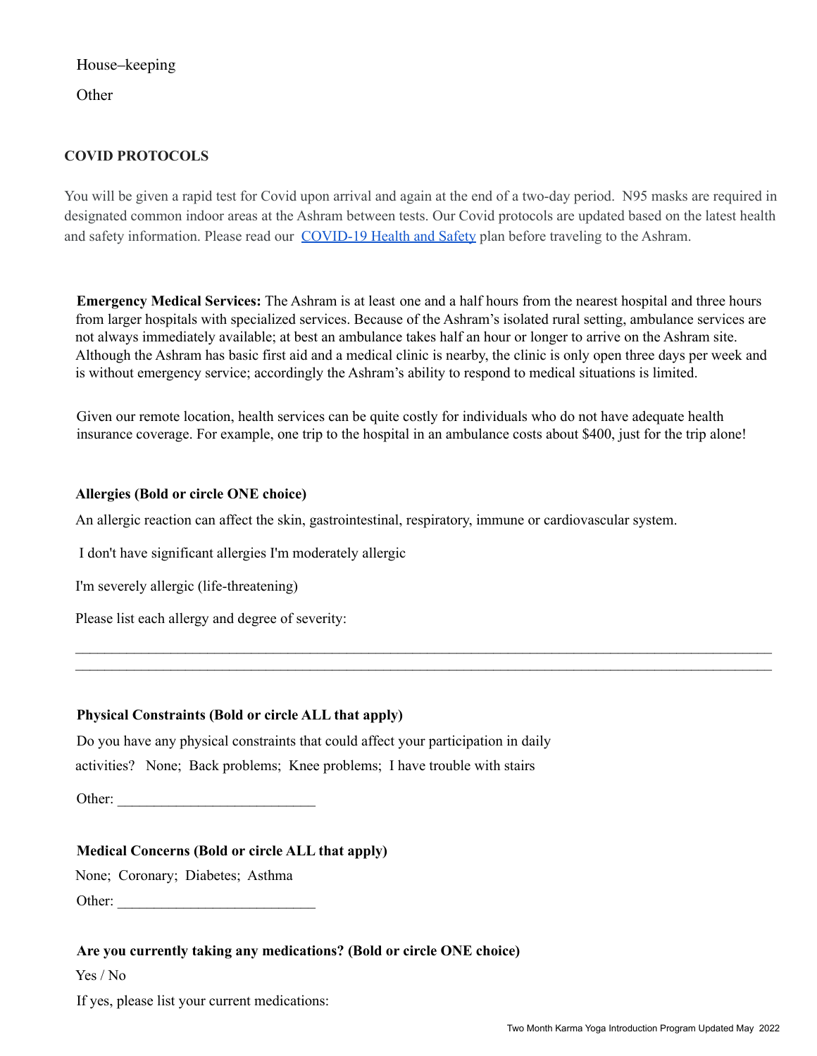House–keeping

Other

## COVID PROTOCOLS

You will be given a rapid test for Covid upon arrival and again at the end of a two-day period.  N95 masks are required in designated common indoor areas at the Ashram between tests. Our Covid protocols are updated based on the latest health and safety information. Please read our [COVID-19 Health and Safety]() plan before traveling to the Ashram.

**Emergency Medical Services:** The Ashram is at least one and a half hours from the nearest hospital and three hours from larger hospitals with specialized services. Because of the Ashram's isolated rural setting, ambulance services are not always immediately available; at best an ambulance takes half an hour or longer to arrive on the Ashram site. Although the Ashram has basic first aid and a medical clinic is nearby, the clinic is only open three days per week and is without emergency service; accordingly the Ashram's ability to respond to medical situations is limited.

Given our remote location, health services can be quite costly for individuals who do not have adequate health insurance coverage. For example, one trip to the hospital in an ambulance costs about $400, just for the trip alone!

**Allergies (Bold or circle ONE choice)**

An allergic reaction can affect the skin, gastrointestinal, respiratory, immune or cardiovascular system.

I don't have significant allergies I'm moderately allergic

I'm severely allergic (life-threatening)

Please list each allergy and degree of severity:

\_\_\_\_\_\_\_\_\_\_\_\_\_\_\_\_\_\_\_\_\_\_\_\_\_\_\_\_\_\_\_\_\_\_\_\_\_\_\_\_\_\_\_\_\_\_\_\_\_\_\_\_\_\_\_\_\_\_\_\_\_\_\_\_\_\_\_\_\_\_\_\_\_\_\_\_\_\_\_\_\_\_\_\_\_\_\_\_
\_\_\_\_\_\_\_\_\_\_\_\_\_\_\_\_\_\_\_\_\_\_\_\_\_\_\_\_\_\_\_\_\_\_\_\_\_\_\_\_\_\_\_\_\_\_\_\_\_\_\_\_\_\_\_\_\_\_\_\_\_\_\_\_\_\_\_\_\_\_\_\_\_\_\_\_\_\_\_\_\_\_\_\_\_\_\_\_

**Physical Constraints (Bold or circle ALL that apply)**

Do you have any physical constraints that could affect your participation in daily activities?   None;  Back problems;  Knee problems;  I have trouble with stairs

Other: \_\_\_\_\_\_\_\_\_\_\_\_\_\_\_\_\_\_\_\_\_\_\_\_\_\_\_\_

**Medical Concerns (Bold or circle ALL that apply)**

None;  Coronary;  Diabetes;  Asthma

Other: \_\_\_\_\_\_\_\_\_\_\_\_\_\_\_\_\_\_\_\_\_\_\_\_\_\_\_\_

**Are you currently taking any medications? (Bold or circle ONE choice)**

Yes / No

If yes, please list your current medications: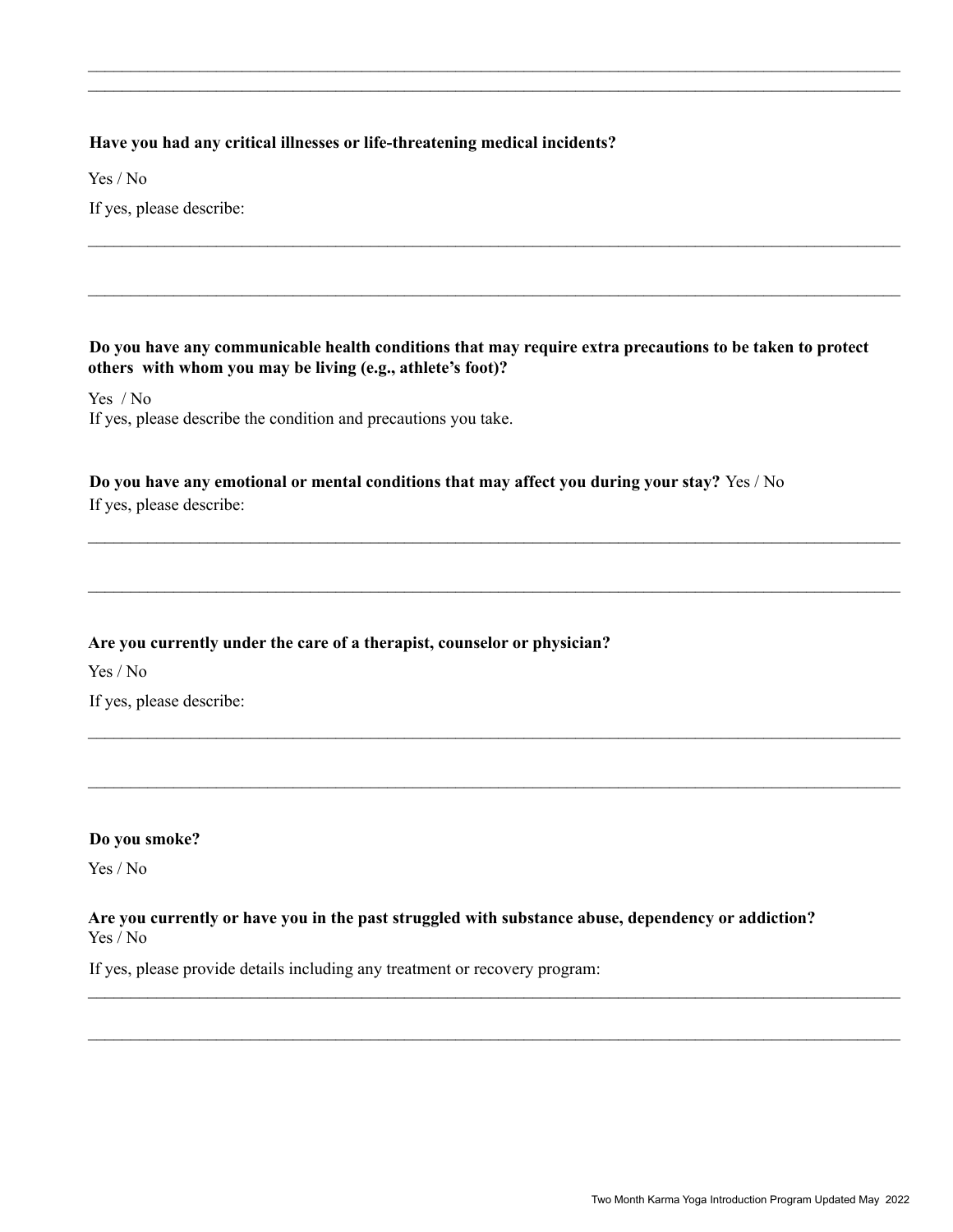\_\_\_\_\_\_\_\_\_\_\_\_\_\_\_\_\_\_\_\_\_\_\_\_\_\_\_\_\_\_\_\_\_\_\_\_\_\_\_\_\_\_\_\_\_\_\_\_\_\_\_\_\_\_\_\_\_\_\_\_\_\_\_\_\_\_\_\_\_\_\_\_\_\_\_\_\_\_\_\_\_\_\_\_\_\_\_\_\_\_\_\_

\_\_\_\_\_\_\_\_\_\_\_\_\_\_\_\_\_\_\_\_\_\_\_\_\_\_\_\_\_\_\_\_\_\_\_\_\_\_\_\_\_\_\_\_\_\_\_\_\_\_\_\_\_\_\_\_\_\_\_\_\_\_\_\_\_\_\_\_\_\_\_\_\_\_\_\_\_\_\_\_\_\_\_\_\_\_\_\_\_\_\_\_

**Have you had any critical illnesses or life-threatening medical incidents?**

Yes / No

If yes, please describe:

\_\_\_\_\_\_\_\_\_\_\_\_\_\_\_\_\_\_\_\_\_\_\_\_\_\_\_\_\_\_\_\_\_\_\_\_\_\_\_\_\_\_\_\_\_\_\_\_\_\_\_\_\_\_\_\_\_\_\_\_\_\_\_\_\_\_\_\_\_\_\_\_\_\_\_\_\_\_\_\_\_\_\_\_\_\_\_\_\_\_\_\_

\_\_\_\_\_\_\_\_\_\_\_\_\_\_\_\_\_\_\_\_\_\_\_\_\_\_\_\_\_\_\_\_\_\_\_\_\_\_\_\_\_\_\_\_\_\_\_\_\_\_\_\_\_\_\_\_\_\_\_\_\_\_\_\_\_\_\_\_\_\_\_\_\_\_\_\_\_\_\_\_\_\_\_\_\_\_\_\_\_\_\_\_

**Do you have any communicable health conditions that may require extra precautions to be taken to protect others with whom you may be living (e.g., athlete's foot)?**

Yes / No

If yes, please describe the condition and precautions you take.

**Do you have any emotional or mental conditions that may affect you during your stay?** Yes / No

If yes, please describe:

\_\_\_\_\_\_\_\_\_\_\_\_\_\_\_\_\_\_\_\_\_\_\_\_\_\_\_\_\_\_\_\_\_\_\_\_\_\_\_\_\_\_\_\_\_\_\_\_\_\_\_\_\_\_\_\_\_\_\_\_\_\_\_\_\_\_\_\_\_\_\_\_\_\_\_\_\_\_\_\_\_\_\_\_\_\_\_\_\_\_\_\_

\_\_\_\_\_\_\_\_\_\_\_\_\_\_\_\_\_\_\_\_\_\_\_\_\_\_\_\_\_\_\_\_\_\_\_\_\_\_\_\_\_\_\_\_\_\_\_\_\_\_\_\_\_\_\_\_\_\_\_\_\_\_\_\_\_\_\_\_\_\_\_\_\_\_\_\_\_\_\_\_\_\_\_\_\_\_\_\_\_\_\_\_

**Are you currently under the care of a therapist, counselor or physician?**

Yes / No

If yes, please describe:

\_\_\_\_\_\_\_\_\_\_\_\_\_\_\_\_\_\_\_\_\_\_\_\_\_\_\_\_\_\_\_\_\_\_\_\_\_\_\_\_\_\_\_\_\_\_\_\_\_\_\_\_\_\_\_\_\_\_\_\_\_\_\_\_\_\_\_\_\_\_\_\_\_\_\_\_\_\_\_\_\_\_\_\_\_\_\_\_\_\_\_\_

\_\_\_\_\_\_\_\_\_\_\_\_\_\_\_\_\_\_\_\_\_\_\_\_\_\_\_\_\_\_\_\_\_\_\_\_\_\_\_\_\_\_\_\_\_\_\_\_\_\_\_\_\_\_\_\_\_\_\_\_\_\_\_\_\_\_\_\_\_\_\_\_\_\_\_\_\_\_\_\_\_\_\_\_\_\_\_\_\_\_\_\_

**Do you smoke?**

Yes / No

**Are you currently or have you in the past struggled with substance abuse, dependency or addiction?**

Yes / No

If yes, please provide details including any treatment or recovery program:

\_\_\_\_\_\_\_\_\_\_\_\_\_\_\_\_\_\_\_\_\_\_\_\_\_\_\_\_\_\_\_\_\_\_\_\_\_\_\_\_\_\_\_\_\_\_\_\_\_\_\_\_\_\_\_\_\_\_\_\_\_\_\_\_\_\_\_\_\_\_\_\_\_\_\_\_\_\_\_\_\_\_\_\_\_\_\_\_\_\_\_\_

\_\_\_\_\_\_\_\_\_\_\_\_\_\_\_\_\_\_\_\_\_\_\_\_\_\_\_\_\_\_\_\_\_\_\_\_\_\_\_\_\_\_\_\_\_\_\_\_\_\_\_\_\_\_\_\_\_\_\_\_\_\_\_\_\_\_\_\_\_\_\_\_\_\_\_\_\_\_\_\_\_\_\_\_\_\_\_\_\_\_\_\_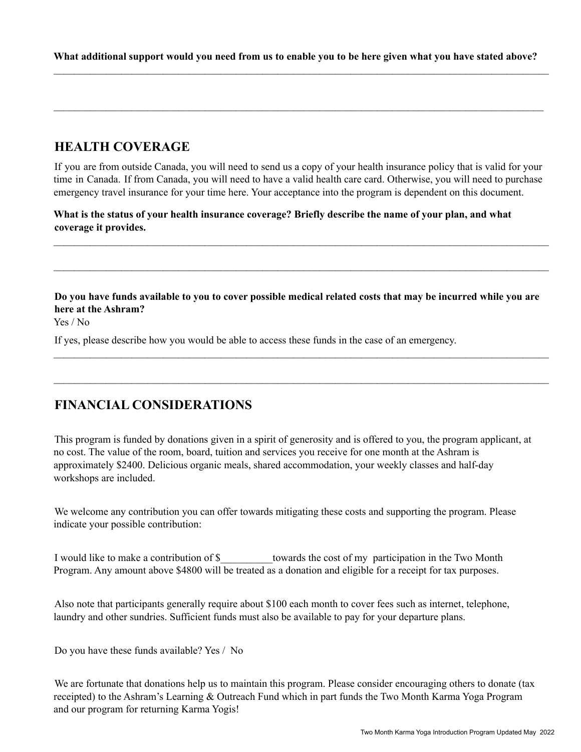**What additional support would you need from us to enable you to be here given what you have stated above?**

______________________________________________________________________________________________

______________________________________________________________________________________________

## HEALTH COVERAGE

If you are from outside Canada, you will need to send us a copy of your health insurance policy that is valid for your time in Canada. If from Canada, you will need to have a valid health care card. Otherwise, you will need to purchase emergency travel insurance for your time here. Your acceptance into the program is dependent on this document.

**What is the status of your health insurance coverage? Briefly describe the name of your plan, and what coverage it provides.**

______________________________________________________________________________________________

______________________________________________________________________________________________

**Do you have funds available to you to cover possible medical related costs that may be incurred while you are here at the Ashram?**

Yes / No

If yes, please describe how you would be able to access these funds in the case of an emergency.

______________________________________________________________________________________________

______________________________________________________________________________________________

## FINANCIAL CONSIDERATIONS

This program is funded by donations given in a spirit of generosity and is offered to you, the program applicant, at no cost. The value of the room, board, tuition and services you receive for one month at the Ashram is approximately $2400. Delicious organic meals, shared accommodation, your weekly classes and half-day workshops are included.

We welcome any contribution you can offer towards mitigating these costs and supporting the program. Please indicate your possible contribution:

I would like to make a contribution of $__________towards the cost of my participation in the Two Month Program. Any amount above $4800 will be treated as a donation and eligible for a receipt for tax purposes.

Also note that participants generally require about $100 each month to cover fees such as internet, telephone, laundry and other sundries. Sufficient funds must also be available to pay for your departure plans.

Do you have these funds available? Yes / No

We are fortunate that donations help us to maintain this program. Please consider encouraging others to donate (tax receipted) to the Ashram's Learning & Outreach Fund which in part funds the Two Month Karma Yoga Program and our program for returning Karma Yogis!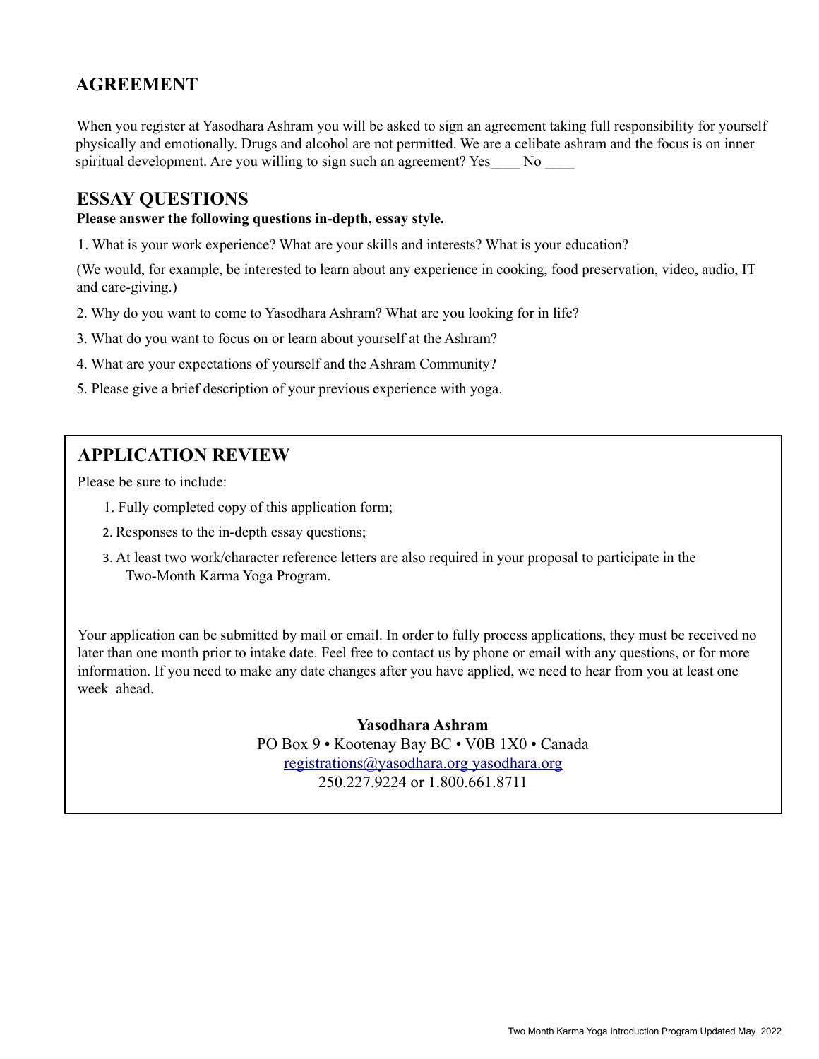## AGREEMENT

When you register at Yasodhara Ashram you will be asked to sign an agreement taking full responsibility for yourself physically and emotionally. Drugs and alcohol are not permitted. We are a celibate ashram and the focus is on inner spiritual development. Are you willing to sign such an agreement? Yes____ No ____

## ESSAY QUESTIONS

**Please answer the following questions in-depth, essay style.**

1. What is your work experience? What are your skills and interests? What is your education?

(We would, for example, be interested to learn about any experience in cooking, food preservation, video, audio, IT and care-giving.)

2. Why do you want to come to Yasodhara Ashram? What are you looking for in life?
3. What do you want to focus on or learn about yourself at the Ashram?
4. What are your expectations of yourself and the Ashram Community?
5. Please give a brief description of your previous experience with yoga.

## APPLICATION REVIEW

Please be sure to include:

1. Fully completed copy of this application form;
2. Responses to the in-depth essay questions;
3. At least two work/character reference letters are also required in your proposal to participate in the Two-Month Karma Yoga Program.

Your application can be submitted by mail or email. In order to fully process applications, they must be received no later than one month prior to intake date. Feel free to contact us by phone or email with any questions, or for more information. If you need to make any date changes after you have applied, we need to hear from you at least one week ahead.

**Yasodhara Ashram**
PO Box 9 • Kootenay Bay BC • V0B 1X0 • Canada
registrations@yasodhara.org yasodhara.org
250.227.9224 or 1.800.661.8711

Two Month Karma Yoga Introduction Program Updated May 2022